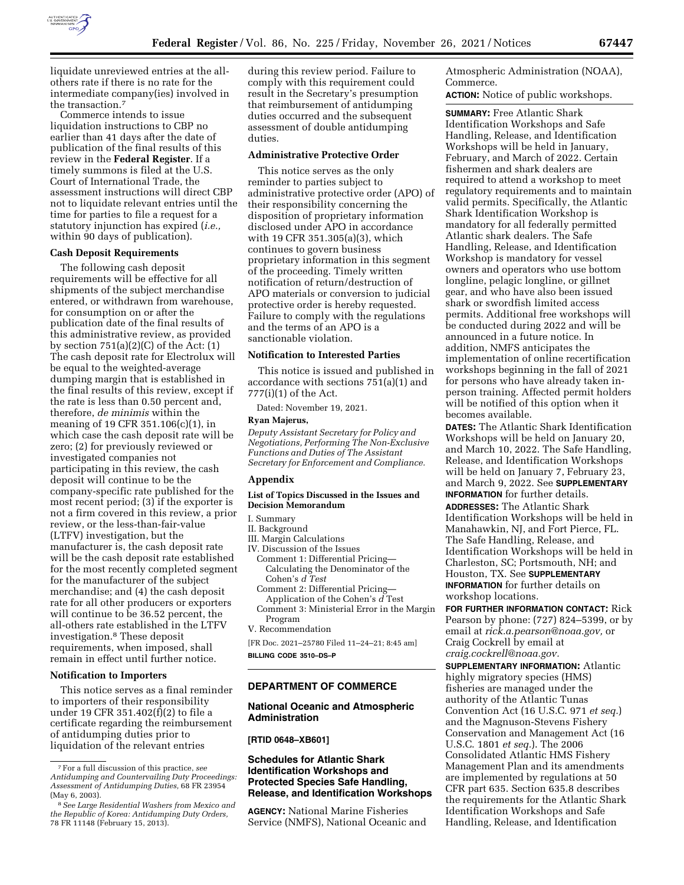liquidate unreviewed entries at the all-others rate if there is no rate for the intermediate company(ies) involved in the transaction.[7]

Commerce intends to issue liquidation instructions to CBP no earlier than 41 days after the date of publication of the final results of this review in the **Federal Register**. If a timely summons is filed at the U.S. Court of International Trade, the assessment instructions will direct CBP not to liquidate relevant entries until the time for parties to file a request for a statutory injunction has expired (*i.e.,* within 90 days of publication).

### Cash Deposit Requirements

The following cash deposit requirements will be effective for all shipments of the subject merchandise entered, or withdrawn from warehouse, for consumption on or after the publication date of the final results of this administrative review, as provided by section 751(a)(2)(C) of the Act: (1) The cash deposit rate for Electrolux will be equal to the weighted-average dumping margin that is established in the final results of this review, except if the rate is less than 0.50 percent and, therefore, *de minimis* within the meaning of 19 CFR 351.106(c)(1), in which case the cash deposit rate will be zero; (2) for previously reviewed or investigated companies not participating in this review, the cash deposit will continue to be the company-specific rate published for the most recent period; (3) if the exporter is not a firm covered in this review, a prior review, or the less-than-fair-value (LTFV) investigation, but the manufacturer is, the cash deposit rate will be the cash deposit rate established for the most recently completed segment for the manufacturer of the subject merchandise; and (4) the cash deposit rate for all other producers or exporters will continue to be 36.52 percent, the all-others rate established in the LTFV investigation.[8] These deposit requirements, when imposed, shall remain in effect until further notice.

### Notification to Importers

This notice serves as a final reminder to importers of their responsibility under 19 CFR 351.402(f)(2) to file a certificate regarding the reimbursement of antidumping duties prior to liquidation of the relevant entries during this review period. Failure to comply with this requirement could result in the Secretary's presumption that reimbursement of antidumping duties occurred and the subsequent assessment of double antidumping duties.

### Administrative Protective Order

This notice serves as the only reminder to parties subject to administrative protective order (APO) of their responsibility concerning the disposition of proprietary information disclosed under APO in accordance with 19 CFR 351.305(a)(3), which continues to govern business proprietary information in this segment of the proceeding. Timely written notification of return/destruction of APO materials or conversion to judicial protective order is hereby requested. Failure to comply with the regulations and the terms of an APO is a sanctionable violation.

### Notification to Interested Parties

This notice is issued and published in accordance with sections 751(a)(1) and 777(i)(1) of the Act.

Dated: November 19, 2021.

**Ryan Majerus,**

*Deputy Assistant Secretary for Policy and Negotiations, Performing The Non-Exclusive Functions and Duties of The Assistant Secretary for Enforcement and Compliance.*

### Appendix

#### List of Topics Discussed in the Issues and Decision Memorandum

I. Summary
II. Background
III. Margin Calculations
IV. Discussion of the Issues
 Comment 1: Differential Pricing—Calculating the Denominator of the Cohen's *d Test*
 Comment 2: Differential Pricing—Application of the Cohen's *d* Test
 Comment 3: Ministerial Error in the Margin Program
V. Recommendation

[FR Doc. 2021–25780 Filed 11–24–21; 8:45 am]

**BILLING CODE 3510–DS–P**

---

## DEPARTMENT OF COMMERCE

### National Oceanic and Atmospheric Administration

**[RTID 0648–XB601]**

### Schedules for Atlantic Shark Identification Workshops and Protected Species Safe Handling, Release, and Identification Workshops

**AGENCY:** National Marine Fisheries Service (NMFS), National Oceanic and Atmospheric Administration (NOAA), Commerce.

**ACTION:** Notice of public workshops.

**SUMMARY:** Free Atlantic Shark Identification Workshops and Safe Handling, Release, and Identification Workshops will be held in January, February, and March of 2022. Certain fishermen and shark dealers are required to attend a workshop to meet regulatory requirements and to maintain valid permits. Specifically, the Atlantic Shark Identification Workshop is mandatory for all federally permitted Atlantic shark dealers. The Safe Handling, Release, and Identification Workshop is mandatory for vessel owners and operators who use bottom longline, pelagic longline, or gillnet gear, and who have also been issued shark or swordfish limited access permits. Additional free workshops will be conducted during 2022 and will be announced in a future notice. In addition, NMFS anticipates the implementation of online recertification workshops beginning in the fall of 2021 for persons who have already taken in-person training. Affected permit holders will be notified of this option when it becomes available.

**DATES:** The Atlantic Shark Identification Workshops will be held on January 20, and March 10, 2022. The Safe Handling, Release, and Identification Workshops will be held on January 7, February 23, and March 9, 2022. See **SUPPLEMENTARY INFORMATION** for further details.

**ADDRESSES:** The Atlantic Shark Identification Workshops will be held in Manahawkin, NJ, and Fort Pierce, FL. The Safe Handling, Release, and Identification Workshops will be held in Charleston, SC; Portsmouth, NH; and Houston, TX. See **SUPPLEMENTARY INFORMATION** for further details on workshop locations.

**FOR FURTHER INFORMATION CONTACT:** Rick Pearson by phone: (727) 824–5399, or by email at *rick.a.pearson@noaa.gov,* or Craig Cockrell by email at *craig.cockrell@noaa.gov.*

**SUPPLEMENTARY INFORMATION:** Atlantic highly migratory species (HMS) fisheries are managed under the authority of the Atlantic Tunas Convention Act (16 U.S.C. 971 *et seq.*) and the Magnuson-Stevens Fishery Conservation and Management Act (16 U.S.C. 1801 *et seq.*). The 2006 Consolidated Atlantic HMS Fishery Management Plan and its amendments are implemented by regulations at 50 CFR part 635. Section 635.8 describes the requirements for the Atlantic Shark Identification Workshops and Safe Handling, Release, and Identification

---

[7] For a full discussion of this practice, *see Antidumping and Countervailing Duty Proceedings: Assessment of Antidumping Duties,* 68 FR 23954 (May 6, 2003).

[8] *See Large Residential Washers from Mexico and the Republic of Korea: Antidumping Duty Orders,* 78 FR 11148 (February 15, 2013).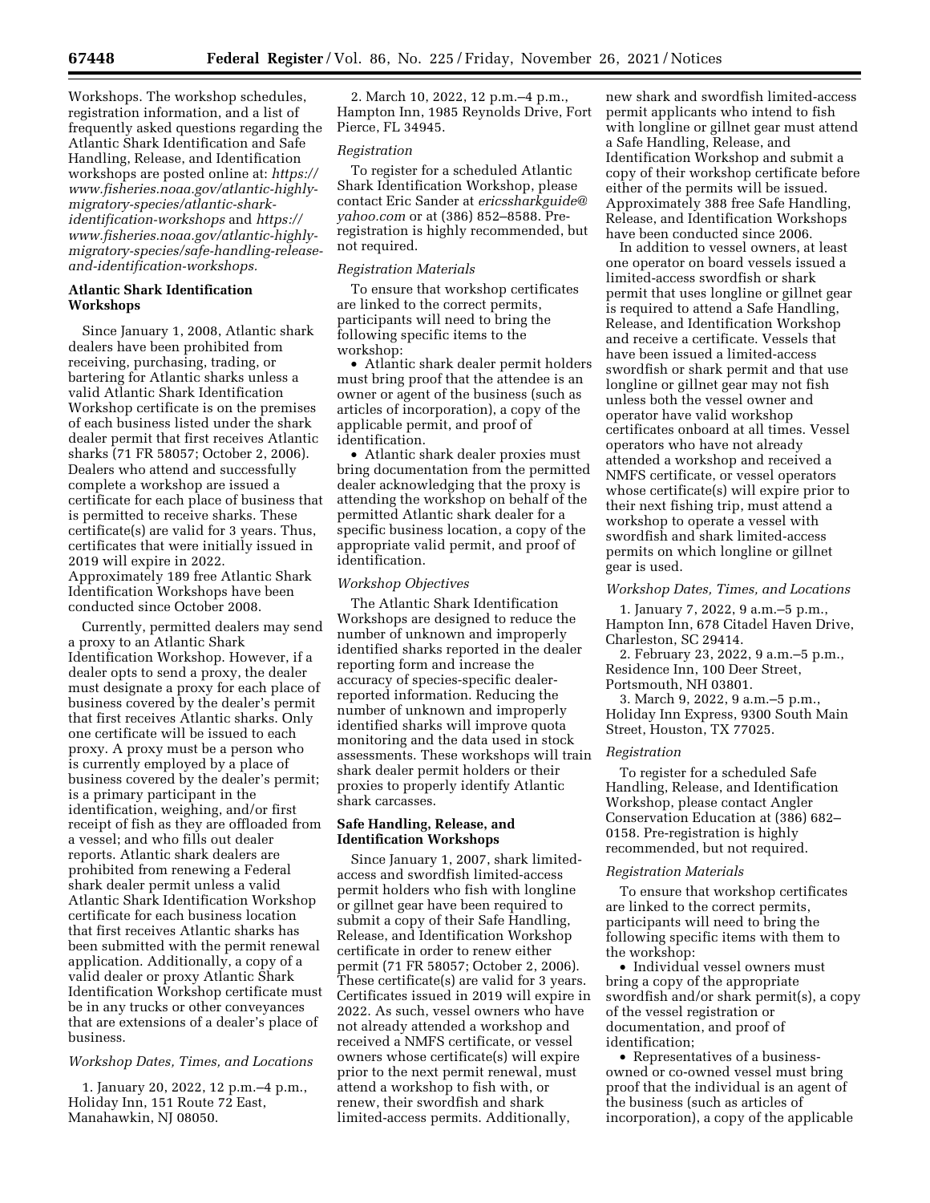Workshops. The workshop schedules, registration information, and a list of frequently asked questions regarding the Atlantic Shark Identification and Safe Handling, Release, and Identification workshops are posted online at: *https://www.fisheries.noaa.gov/atlantic-highly-migratory-species/atlantic-shark-identification-workshops* and *https://www.fisheries.noaa.gov/atlantic-highly-migratory-species/safe-handling-release-and-identification-workshops.*

## Atlantic Shark Identification Workshops

Since January 1, 2008, Atlantic shark dealers have been prohibited from receiving, purchasing, trading, or bartering for Atlantic sharks unless a valid Atlantic Shark Identification Workshop certificate is on the premises of each business listed under the shark dealer permit that first receives Atlantic sharks (71 FR 58057; October 2, 2006). Dealers who attend and successfully complete a workshop are issued a certificate for each place of business that is permitted to receive sharks. These certificate(s) are valid for 3 years. Thus, certificates that were initially issued in 2019 will expire in 2022. Approximately 189 free Atlantic Shark Identification Workshops have been conducted since October 2008.

Currently, permitted dealers may send a proxy to an Atlantic Shark Identification Workshop. However, if a dealer opts to send a proxy, the dealer must designate a proxy for each place of business covered by the dealer's permit that first receives Atlantic sharks. Only one certificate will be issued to each proxy. A proxy must be a person who is currently employed by a place of business covered by the dealer's permit; is a primary participant in the identification, weighing, and/or first receipt of fish as they are offloaded from a vessel; and who fills out dealer reports. Atlantic shark dealers are prohibited from renewing a Federal shark dealer permit unless a valid Atlantic Shark Identification Workshop certificate for each business location that first receives Atlantic sharks has been submitted with the permit renewal application. Additionally, a copy of a valid dealer or proxy Atlantic Shark Identification Workshop certificate must be in any trucks or other conveyances that are extensions of a dealer's place of business.

### *Workshop Dates, Times, and Locations*

1. January 20, 2022, 12 p.m.–4 p.m., Holiday Inn, 151 Route 72 East, Manahawkin, NJ 08050.

2. March 10, 2022, 12 p.m.–4 p.m., Hampton Inn, 1985 Reynolds Drive, Fort Pierce, FL 34945.

### *Registration*

To register for a scheduled Atlantic Shark Identification Workshop, please contact Eric Sander at *ericssharkguide@yahoo.com* or at (386) 852–8588. Pre-registration is highly recommended, but not required.

### *Registration Materials*

To ensure that workshop certificates are linked to the correct permits, participants will need to bring the following specific items to the workshop:

- Atlantic shark dealer permit holders must bring proof that the attendee is an owner or agent of the business (such as articles of incorporation), a copy of the applicable permit, and proof of identification.
- Atlantic shark dealer proxies must bring documentation from the permitted dealer acknowledging that the proxy is attending the workshop on behalf of the permitted Atlantic shark dealer for a specific business location, a copy of the appropriate valid permit, and proof of identification.

### *Workshop Objectives*

The Atlantic Shark Identification Workshops are designed to reduce the number of unknown and improperly identified sharks reported in the dealer reporting form and increase the accuracy of species-specific dealer-reported information. Reducing the number of unknown and improperly identified sharks will improve quota monitoring and the data used in stock assessments. These workshops will train shark dealer permit holders or their proxies to properly identify Atlantic shark carcasses.

## Safe Handling, Release, and Identification Workshops

Since January 1, 2007, shark limited-access and swordfish limited-access permit holders who fish with longline or gillnet gear have been required to submit a copy of their Safe Handling, Release, and Identification Workshop certificate in order to renew either permit (71 FR 58057; October 2, 2006). These certificate(s) are valid for 3 years. Certificates issued in 2019 will expire in 2022. As such, vessel owners who have not already attended a workshop and received a NMFS certificate, or vessel owners whose certificate(s) will expire prior to the next permit renewal, must attend a workshop to fish with, or renew, their swordfish and shark limited-access permits. Additionally, new shark and swordfish limited-access permit applicants who intend to fish with longline or gillnet gear must attend a Safe Handling, Release, and Identification Workshop and submit a copy of their workshop certificate before either of the permits will be issued. Approximately 388 free Safe Handling, Release, and Identification Workshops have been conducted since 2006.

In addition to vessel owners, at least one operator on board vessels issued a limited-access swordfish or shark permit that uses longline or gillnet gear is required to attend a Safe Handling, Release, and Identification Workshop and receive a certificate. Vessels that have been issued a limited-access swordfish or shark permit and that use longline or gillnet gear may not fish unless both the vessel owner and operator have valid workshop certificates onboard at all times. Vessel operators who have not already attended a workshop and received a NMFS certificate, or vessel operators whose certificate(s) will expire prior to their next fishing trip, must attend a workshop to operate a vessel with swordfish and shark limited-access permits on which longline or gillnet gear is used.

### *Workshop Dates, Times, and Locations*

1. January 7, 2022, 9 a.m.–5 p.m., Hampton Inn, 678 Citadel Haven Drive, Charleston, SC 29414.

2. February 23, 2022, 9 a.m.–5 p.m., Residence Inn, 100 Deer Street, Portsmouth, NH 03801.

3. March 9, 2022, 9 a.m.–5 p.m., Holiday Inn Express, 9300 South Main Street, Houston, TX 77025.

### *Registration*

To register for a scheduled Safe Handling, Release, and Identification Workshop, please contact Angler Conservation Education at (386) 682–0158. Pre-registration is highly recommended, but not required.

### *Registration Materials*

To ensure that workshop certificates are linked to the correct permits, participants will need to bring the following specific items with them to the workshop:

- Individual vessel owners must bring a copy of the appropriate swordfish and/or shark permit(s), a copy of the vessel registration or documentation, and proof of identification;
- Representatives of a business-owned or co-owned vessel must bring proof that the individual is an agent of the business (such as articles of incorporation), a copy of the applicable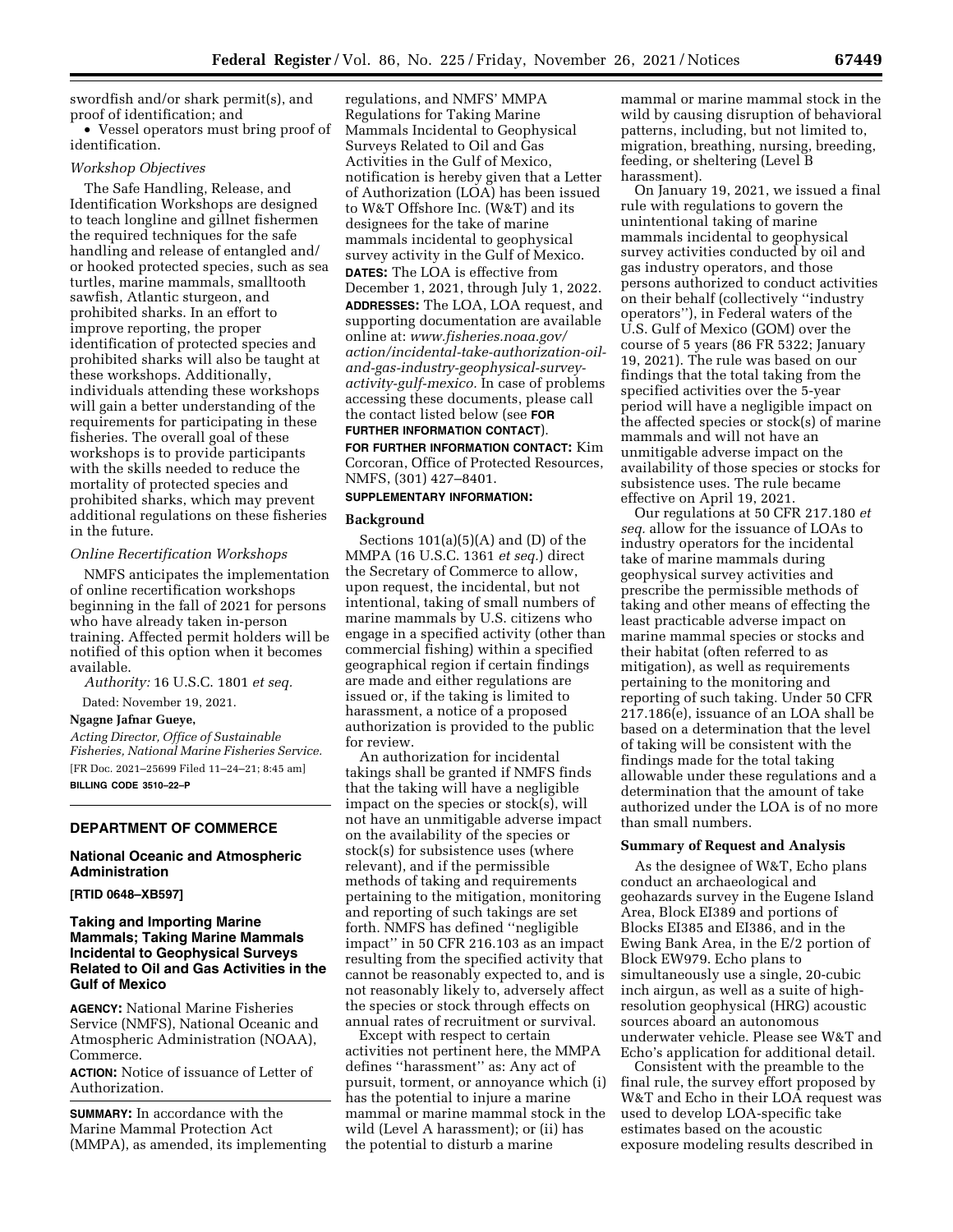swordfish and/or shark permit(s), and proof of identification; and

- Vessel operators must bring proof of identification.

*Workshop Objectives*

The Safe Handling, Release, and Identification Workshops are designed to teach longline and gillnet fishermen the required techniques for the safe handling and release of entangled and/or hooked protected species, such as sea turtles, marine mammals, smalltooth sawfish, Atlantic sturgeon, and prohibited sharks. In an effort to improve reporting, the proper identification of protected species and prohibited sharks will also be taught at these workshops. Additionally, individuals attending these workshops will gain a better understanding of the requirements for participating in these fisheries. The overall goal of these workshops is to provide participants with the skills needed to reduce the mortality of protected species and prohibited sharks, which may prevent additional regulations on these fisheries in the future.

*Online Recertification Workshops*

NMFS anticipates the implementation of online recertification workshops beginning in the fall of 2021 for persons who have already taken in-person training. Affected permit holders will be notified of this option when it becomes available.

*Authority:* 16 U.S.C. 1801 *et seq.*

Dated: November 19, 2021.

**Ngagne Jafnar Gueye,**

*Acting Director, Office of Sustainable Fisheries, National Marine Fisheries Service.*

[FR Doc. 2021–25699 Filed 11–24–21; 8:45 am]

**BILLING CODE 3510–22–P**

---

## DEPARTMENT OF COMMERCE

### National Oceanic and Atmospheric Administration

**[RTID 0648–XB597]**

### Taking and Importing Marine Mammals; Taking Marine Mammals Incidental to Geophysical Surveys Related to Oil and Gas Activities in the Gulf of Mexico

**AGENCY:** National Marine Fisheries Service (NMFS), National Oceanic and Atmospheric Administration (NOAA), Commerce.

**ACTION:** Notice of issuance of Letter of Authorization.

**SUMMARY:** In accordance with the Marine Mammal Protection Act (MMPA), as amended, its implementing regulations, and NMFS' MMPA Regulations for Taking Marine Mammals Incidental to Geophysical Surveys Related to Oil and Gas Activities in the Gulf of Mexico, notification is hereby given that a Letter of Authorization (LOA) has been issued to W&T Offshore Inc. (W&T) and its designees for the take of marine mammals incidental to geophysical survey activity in the Gulf of Mexico.

**DATES:** The LOA is effective from December 1, 2021, through July 1, 2022.

**ADDRESSES:** The LOA, LOA request, and supporting documentation are available online at: *www.fisheries.noaa.gov/action/incidental-take-authorization-oil-and-gas-industry-geophysical-survey-activity-gulf-mexico.* In case of problems accessing these documents, please call the contact listed below (see **FOR FURTHER INFORMATION CONTACT**).

**FOR FURTHER INFORMATION CONTACT:** Kim Corcoran, Office of Protected Resources, NMFS, (301) 427–8401.

**SUPPLEMENTARY INFORMATION:**

**Background**

Sections 101(a)(5)(A) and (D) of the MMPA (16 U.S.C. 1361 *et seq.*) direct the Secretary of Commerce to allow, upon request, the incidental, but not intentional, taking of small numbers of marine mammals by U.S. citizens who engage in a specified activity (other than commercial fishing) within a specified geographical region if certain findings are made and either regulations are issued or, if the taking is limited to harassment, a notice of a proposed authorization is provided to the public for review.

An authorization for incidental takings shall be granted if NMFS finds that the taking will have a negligible impact on the species or stock(s), will not have an unmitigable adverse impact on the availability of the species or stock(s) for subsistence uses (where relevant), and if the permissible methods of taking and requirements pertaining to the mitigation, monitoring and reporting of such takings are set forth. NMFS has defined ''negligible impact'' in 50 CFR 216.103 as an impact resulting from the specified activity that cannot be reasonably expected to, and is not reasonably likely to, adversely affect the species or stock through effects on annual rates of recruitment or survival.

Except with respect to certain activities not pertinent here, the MMPA defines ''harassment'' as: Any act of pursuit, torment, or annoyance which (i) has the potential to injure a marine mammal or marine mammal stock in the wild (Level A harassment); or (ii) has the potential to disturb a marine mammal or marine mammal stock in the wild by causing disruption of behavioral patterns, including, but not limited to, migration, breathing, nursing, breeding, feeding, or sheltering (Level B harassment).

On January 19, 2021, we issued a final rule with regulations to govern the unintentional taking of marine mammals incidental to geophysical survey activities conducted by oil and gas industry operators, and those persons authorized to conduct activities on their behalf (collectively ''industry operators''), in Federal waters of the U.S. Gulf of Mexico (GOM) over the course of 5 years (86 FR 5322; January 19, 2021). The rule was based on our findings that the total taking from the specified activities over the 5-year period will have a negligible impact on the affected species or stock(s) of marine mammals and will not have an unmitigable adverse impact on the availability of those species or stocks for subsistence uses. The rule became effective on April 19, 2021.

Our regulations at 50 CFR 217.180 *et seq.* allow for the issuance of LOAs to industry operators for the incidental take of marine mammals during geophysical survey activities and prescribe the permissible methods of taking and other means of effecting the least practicable adverse impact on marine mammal species or stocks and their habitat (often referred to as mitigation), as well as requirements pertaining to the monitoring and reporting of such taking. Under 50 CFR 217.186(e), issuance of an LOA shall be based on a determination that the level of taking will be consistent with the findings made for the total taking allowable under these regulations and a determination that the amount of take authorized under the LOA is of no more than small numbers.

**Summary of Request and Analysis**

As the designee of W&T, Echo plans conduct an archaeological and geohazards survey in the Eugene Island Area, Block EI389 and portions of Blocks EI385 and EI386, and in the Ewing Bank Area, in the E/2 portion of Block EW979. Echo plans to simultaneously use a single, 20-cubic inch airgun, as well as a suite of high-resolution geophysical (HRG) acoustic sources aboard an autonomous underwater vehicle. Please see W&T and Echo's application for additional detail.

Consistent with the preamble to the final rule, the survey effort proposed by W&T and Echo in their LOA request was used to develop LOA-specific take estimates based on the acoustic exposure modeling results described in